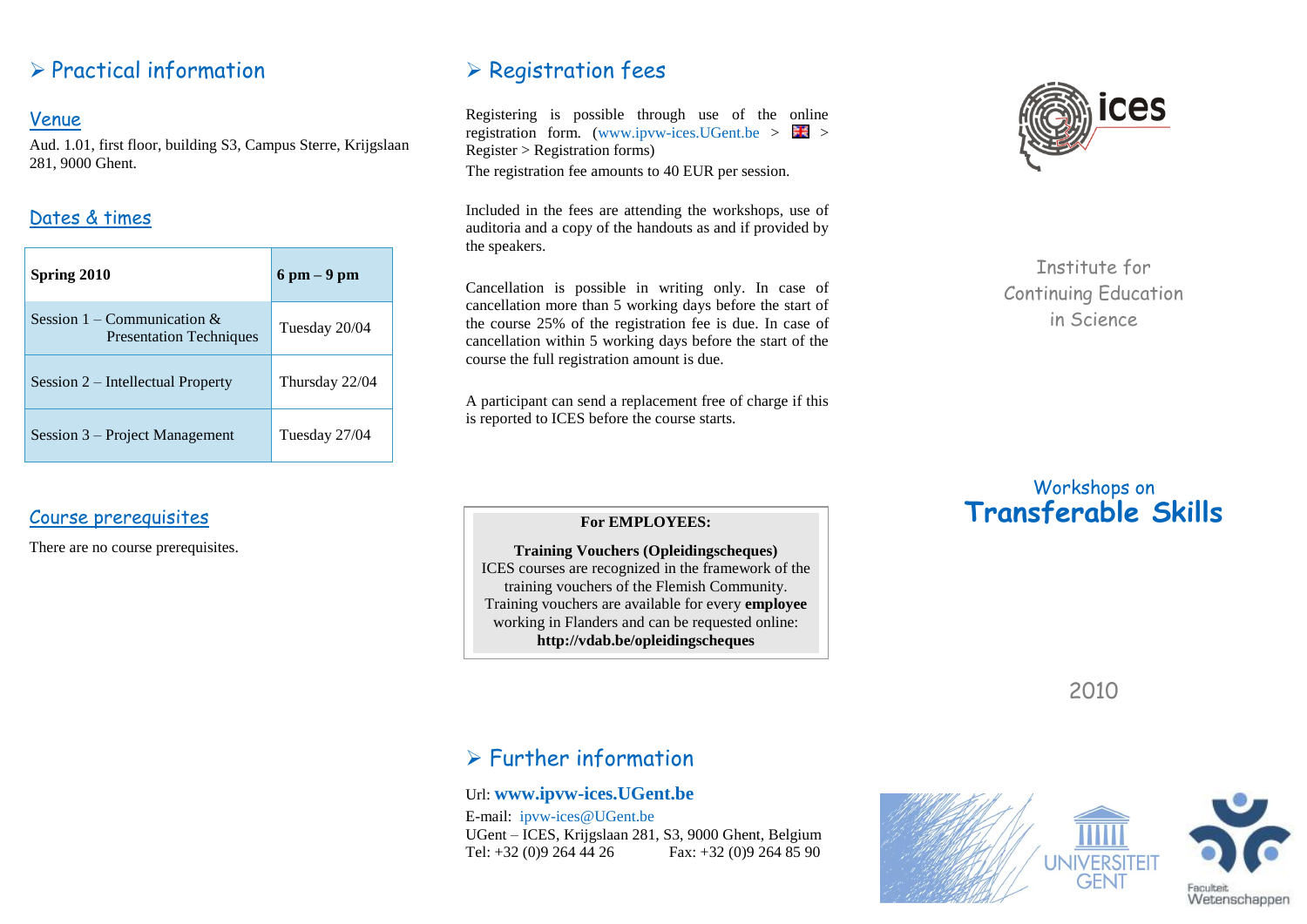## ➢ Practical information

### Venue

Aud. 1.01, first floor, building S3, Campus Sterre, Krijgslaan 281, 9000 Ghent.

### Dates & times

| Spring 2010 | 6 pm – 9 pm |
|---|---|
| Session 1 – Communication & Presentation Techniques | Tuesday 20/04 |
| Session 2 – Intellectual Property | Thursday 22/04 |
| Session 3 – Project Management | Tuesday 27/04 |

### Course prerequisites

There are no course prerequisites.

## ➢ Registration fees

Registering is possible through use of the online registration form. (www.ipvw-ices.UGent.be > 🇬🇧 > Register > Registration forms)

The registration fee amounts to 40 EUR per session.

Included in the fees are attending the workshops, use of auditoria and a copy of the handouts as and if provided by the speakers.

Cancellation is possible in writing only. In case of cancellation more than 5 working days before the start of the course 25% of the registration fee is due. In case of cancellation within 5 working days before the start of the course the full registration amount is due.

A participant can send a replacement free of charge if this is reported to ICES before the course starts.

**For EMPLOYEES:**

**Training Vouchers (Opleidingscheques)**
ICES courses are recognized in the framework of the training vouchers of the Flemish Community. Training vouchers are available for every **employee** working in Flanders and can be requested online:
**http://vdab.be/opleidingscheques**

## ➢ Further information

Url: **www.ipvw-ices.UGent.be**
E-mail: ipvw-ices@UGent.be
UGent – ICES, Krijgslaan 281, S3, 9000 Ghent, Belgium
Tel: +32 (0)9 264 44 26 Fax: +32 (0)9 264 85 90

ices

Institute for Continuing Education in Science

Workshops on
# Transferable Skills

2010

UNIVERSITEIT GENT

Faculteit Wetenschappen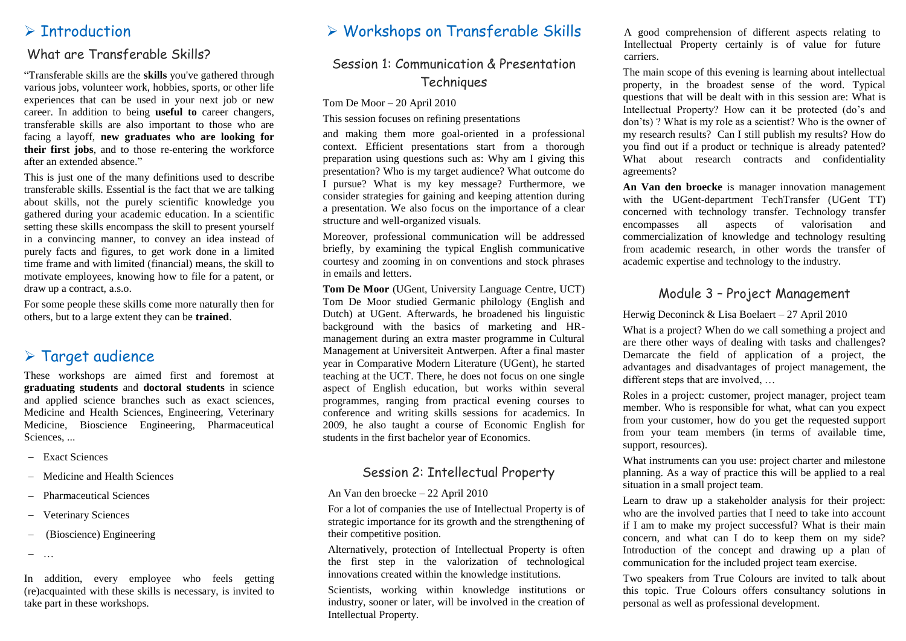# ➢ Introduction

## What are Transferable Skills?

"Transferable skills are the **skills** you've gathered through various jobs, volunteer work, hobbies, sports, or other life experiences that can be used in your next job or new career. In addition to being **useful to** career changers, transferable skills are also important to those who are facing a layoff, **new graduates who are looking for their first jobs**, and to those re-entering the workforce after an extended absence."

This is just one of the many definitions used to describe transferable skills. Essential is the fact that we are talking about skills, not the purely scientific knowledge you gathered during your academic education. In a scientific setting these skills encompass the skill to present yourself in a convincing manner, to convey an idea instead of purely facts and figures, to get work done in a limited time frame and with limited (financial) means, the skill to motivate employees, knowing how to file for a patent, or draw up a contract, a.s.o.

For some people these skills come more naturally then for others, but to a large extent they can be **trained**.

# ➢ Target audience

These workshops are aimed first and foremost at **graduating students** and **doctoral students** in science and applied science branches such as exact sciences, Medicine and Health Sciences, Engineering, Veterinary Medicine, Bioscience Engineering, Pharmaceutical Sciences, ...

- Exact Sciences
- Medicine and Health Sciences
- Pharmaceutical Sciences
- Veterinary Sciences
- (Bioscience) Engineering
- …

In addition, every employee who feels getting (re)acquainted with these skills is necessary, is invited to take part in these workshops.

# ➢ Workshops on Transferable Skills

## Session 1: Communication & Presentation Techniques

Tom De Moor – 20 April 2010

This session focuses on refining presentations

and making them more goal-oriented in a professional context. Efficient presentations start from a thorough preparation using questions such as: Why am I giving this presentation? Who is my target audience? What outcome do I pursue? What is my key message? Furthermore, we consider strategies for gaining and keeping attention during a presentation. We also focus on the importance of a clear structure and well-organized visuals.

Moreover, professional communication will be addressed briefly, by examining the typical English communicative courtesy and zooming in on conventions and stock phrases in emails and letters.

**Tom De Moor** (UGent, University Language Centre, UCT) Tom De Moor studied Germanic philology (English and Dutch) at UGent. Afterwards, he broadened his linguistic background with the basics of marketing and HR-management during an extra master programme in Cultural Management at Universiteit Antwerpen. After a final master year in Comparative Modern Literature (UGent), he started teaching at the UCT. There, he does not focus on one single aspect of English education, but works within several programmes, ranging from practical evening courses to conference and writing skills sessions for academics. In 2009, he also taught a course of Economic English for students in the first bachelor year of Economics.

## Session 2: Intellectual Property

An Van den broecke – 22 April 2010

For a lot of companies the use of Intellectual Property is of strategic importance for its growth and the strengthening of their competitive position.

Alternatively, protection of Intellectual Property is often the first step in the valorization of technological innovations created within the knowledge institutions.

Scientists, working within knowledge institutions or industry, sooner or later, will be involved in the creation of Intellectual Property.

A good comprehension of different aspects relating to Intellectual Property certainly is of value for future carriers.

The main scope of this evening is learning about intellectual property, in the broadest sense of the word. Typical questions that will be dealt with in this session are: What is Intellectual Property? How can it be protected (do's and don'ts) ? What is my role as a scientist? Who is the owner of my research results? Can I still publish my results? How do you find out if a product or technique is already patented? What about research contracts and confidentiality agreements?

**An Van den broecke** is manager innovation management with the UGent-department TechTransfer (UGent TT) concerned with technology transfer. Technology transfer encompasses all aspects of valorisation and commercialization of knowledge and technology resulting from academic research, in other words the transfer of academic expertise and technology to the industry.

## Module 3 – Project Management

Herwig Deconinck & Lisa Boelaert – 27 April 2010

What is a project? When do we call something a project and are there other ways of dealing with tasks and challenges? Demarcate the field of application of a project, the advantages and disadvantages of project management, the different steps that are involved, …

Roles in a project: customer, project manager, project team member. Who is responsible for what, what can you expect from your customer, how do you get the requested support from your team members (in terms of available time, support, resources).

What instruments can you use: project charter and milestone planning. As a way of practice this will be applied to a real situation in a small project team.

Learn to draw up a stakeholder analysis for their project: who are the involved parties that I need to take into account if I am to make my project successful? What is their main concern, and what can I do to keep them on my side? Introduction of the concept and drawing up a plan of communication for the included project team exercise.

Two speakers from True Colours are invited to talk about this topic. True Colours offers consultancy solutions in personal as well as professional development.